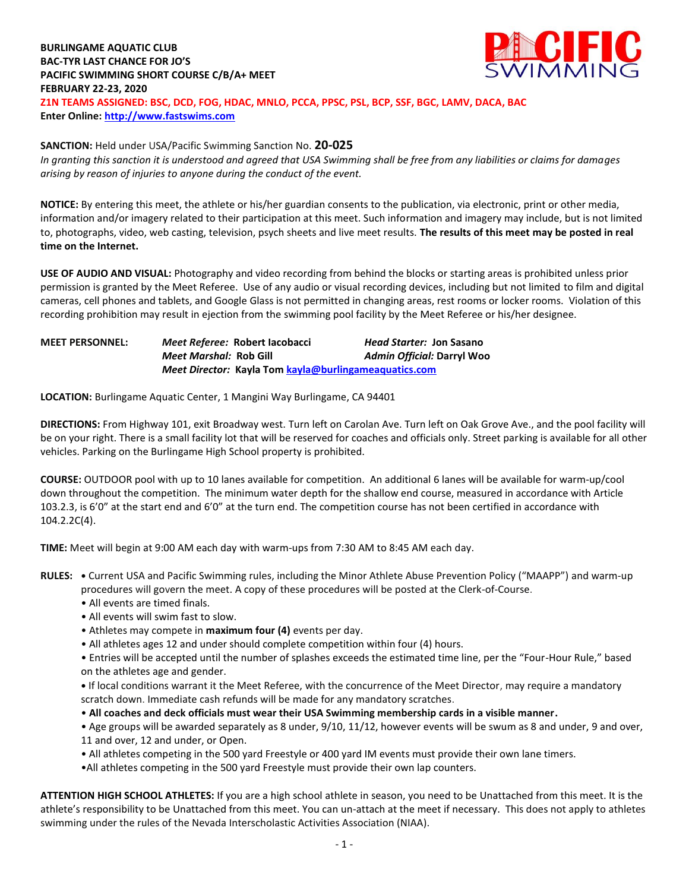**BURLINGAME AQUATIC CLUB**
**BAC-TYR LAST CHANCE FOR JO'S**
**PACIFIC SWIMMING SHORT COURSE C/B/A+ MEET**
**FEBRUARY 22-23, 2020**
**Z1N TEAMS ASSIGNED: BSC, DCD, FOG, HDAC, MNLO, PCCA, PPSC, PSL, BCP, SSF, BGC, LAMV, DACA, BAC**
**Enter Online: [http://www.fastswims.com](http://www.fastswims.com)**

**SANCTION:** Held under USA/Pacific Swimming Sanction No. **20-025**
*In granting this sanction it is understood and agreed that USA Swimming shall be free from any liabilities or claims for damages arising by reason of injuries to anyone during the conduct of the event.*

**NOTICE:** By entering this meet, the athlete or his/her guardian consents to the publication, via electronic, print or other media, information and/or imagery related to their participation at this meet. Such information and imagery may include, but is not limited to, photographs, video, web casting, television, psych sheets and live meet results. **The results of this meet may be posted in real time on the Internet.**

**USE OF AUDIO AND VISUAL:** Photography and video recording from behind the blocks or starting areas is prohibited unless prior permission is granted by the Meet Referee. Use of any audio or visual recording devices, including but not limited to film and digital cameras, cell phones and tablets, and Google Glass is not permitted in changing areas, rest rooms or locker rooms. Violation of this recording prohibition may result in ejection from the swimming pool facility by the Meet Referee or his/her designee.

**MEET PERSONNEL:**
*Meet Referee:* **Robert Iacobacci** — *Head Starter:* **Jon Sasano**
*Meet Marshal:* **Rob Gill** — *Admin Official:* **Darryl Woo**
*Meet Director:* **Kayla Tom [kayla@burlingameaquatics.com](mailto:kayla@burlingameaquatics.com)**

**LOCATION:** Burlingame Aquatic Center, 1 Mangini Way Burlingame, CA 94401

**DIRECTIONS:** From Highway 101, exit Broadway west. Turn left on Carolan Ave. Turn left on Oak Grove Ave., and the pool facility will be on your right. There is a small facility lot that will be reserved for coaches and officials only. Street parking is available for all other vehicles. Parking on the Burlingame High School property is prohibited.

**COURSE:** OUTDOOR pool with up to 10 lanes available for competition. An additional 6 lanes will be available for warm-up/cool down throughout the competition. The minimum water depth for the shallow end course, measured in accordance with Article 103.2.3, is 6'0" at the start end and 6'0" at the turn end. The competition course has not been certified in accordance with 104.2.2C(4).

**TIME:** Meet will begin at 9:00 AM each day with warm-ups from 7:30 AM to 8:45 AM each day.

**RULES:**
- Current USA and Pacific Swimming rules, including the Minor Athlete Abuse Prevention Policy ("MAAPP") and warm-up procedures will govern the meet. A copy of these procedures will be posted at the Clerk-of-Course.
- All events are timed finals.
- All events will swim fast to slow.
- Athletes may compete in **maximum four (4)** events per day.
- All athletes ages 12 and under should complete competition within four (4) hours.
- Entries will be accepted until the number of splashes exceeds the estimated time line, per the "Four-Hour Rule," based on the athletes age and gender.
- If local conditions warrant it the Meet Referee, with the concurrence of the Meet Director, may require a mandatory scratch down. Immediate cash refunds will be made for any mandatory scratches.
- **All coaches and deck officials must wear their USA Swimming membership cards in a visible manner.**
- Age groups will be awarded separately as 8 under, 9/10, 11/12, however events will be swum as 8 and under, 9 and over, 11 and over, 12 and under, or Open.
- All athletes competing in the 500 yard Freestyle or 400 yard IM events must provide their own lane timers.
- All athletes competing in the 500 yard Freestyle must provide their own lap counters.

**ATTENTION HIGH SCHOOL ATHLETES:** If you are a high school athlete in season, you need to be Unattached from this meet. It is the athlete's responsibility to be Unattached from this meet. You can un-attach at the meet if necessary. This does not apply to athletes swimming under the rules of the Nevada Interscholastic Activities Association (NIAA).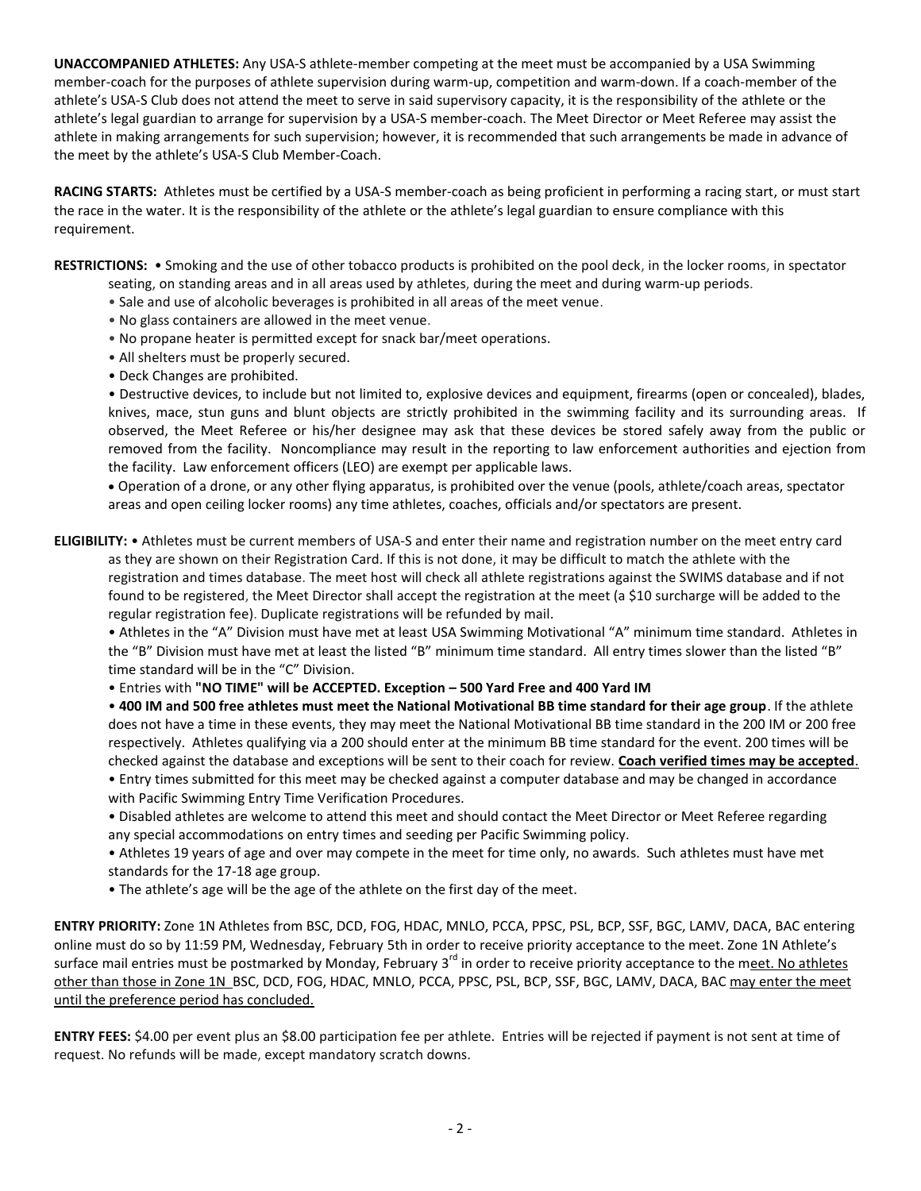**UNACCOMPANIED ATHLETES:** Any USA-S athlete-member competing at the meet must be accompanied by a USA Swimming member-coach for the purposes of athlete supervision during warm-up, competition and warm-down. If a coach-member of the athlete's USA-S Club does not attend the meet to serve in said supervisory capacity, it is the responsibility of the athlete or the athlete's legal guardian to arrange for supervision by a USA-S member-coach. The Meet Director or Meet Referee may assist the athlete in making arrangements for such supervision; however, it is recommended that such arrangements be made in advance of the meet by the athlete's USA-S Club Member-Coach.

**RACING STARTS:** Athletes must be certified by a USA-S member-coach as being proficient in performing a racing start, or must start the race in the water. It is the responsibility of the athlete or the athlete's legal guardian to ensure compliance with this requirement.

**RESTRICTIONS:**
- Smoking and the use of other tobacco products is prohibited on the pool deck, in the locker rooms, in spectator seating, on standing areas and in all areas used by athletes, during the meet and during warm-up periods.
- Sale and use of alcoholic beverages is prohibited in all areas of the meet venue.
- No glass containers are allowed in the meet venue.
- No propane heater is permitted except for snack bar/meet operations.
- All shelters must be properly secured.
- Deck Changes are prohibited.
- Destructive devices, to include but not limited to, explosive devices and equipment, firearms (open or concealed), blades, knives, mace, stun guns and blunt objects are strictly prohibited in the swimming facility and its surrounding areas. If observed, the Meet Referee or his/her designee may ask that these devices be stored safely away from the public or removed from the facility. Noncompliance may result in the reporting to law enforcement authorities and ejection from the facility. Law enforcement officers (LEO) are exempt per applicable laws.
- Operation of a drone, or any other flying apparatus, is prohibited over the venue (pools, athlete/coach areas, spectator areas and open ceiling locker rooms) any time athletes, coaches, officials and/or spectators are present.

**ELIGIBILITY:**
- Athletes must be current members of USA-S and enter their name and registration number on the meet entry card as they are shown on their Registration Card. If this is not done, it may be difficult to match the athlete with the registration and times database. The meet host will check all athlete registrations against the SWIMS database and if not found to be registered, the Meet Director shall accept the registration at the meet (a $10 surcharge will be added to the regular registration fee). Duplicate registrations will be refunded by mail.
- Athletes in the "A" Division must have met at least USA Swimming Motivational "A" minimum time standard. Athletes in the "B" Division must have met at least the listed "B" minimum time standard. All entry times slower than the listed "B" time standard will be in the "C" Division.
- Entries with **"NO TIME" will be ACCEPTED. Exception – 500 Yard Free and 400 Yard IM**
- **400 IM and 500 free athletes must meet the National Motivational BB time standard for their age group**. If the athlete does not have a time in these events, they may meet the National Motivational BB time standard in the 200 IM or 200 free respectively. Athletes qualifying via a 200 should enter at the minimum BB time standard for the event. 200 times will be checked against the database and exceptions will be sent to their coach for review. **Coach verified times may be accepted**.
- Entry times submitted for this meet may be checked against a computer database and may be changed in accordance with Pacific Swimming Entry Time Verification Procedures.
- Disabled athletes are welcome to attend this meet and should contact the Meet Director or Meet Referee regarding any special accommodations on entry times and seeding per Pacific Swimming policy.
- Athletes 19 years of age and over may compete in the meet for time only, no awards. Such athletes must have met standards for the 17-18 age group.
- The athlete's age will be the age of the athlete on the first day of the meet.

**ENTRY PRIORITY:** Zone 1N Athletes from BSC, DCD, FOG, HDAC, MNLO, PCCA, PPSC, PSL, BCP, SSF, BGC, LAMV, DACA, BAC entering online must do so by 11:59 PM, Wednesday, February 5th in order to receive priority acceptance to the meet. Zone 1N Athlete's surface mail entries must be postmarked by Monday, February 3rd in order to receive priority acceptance to the meet. No athletes other than those in Zone 1N BSC, DCD, FOG, HDAC, MNLO, PCCA, PPSC, PSL, BCP, SSF, BGC, LAMV, DACA, BAC may enter the meet until the preference period has concluded.

**ENTRY FEES:** $4.00 per event plus an $8.00 participation fee per athlete. Entries will be rejected if payment is not sent at time of request. No refunds will be made, except mandatory scratch downs.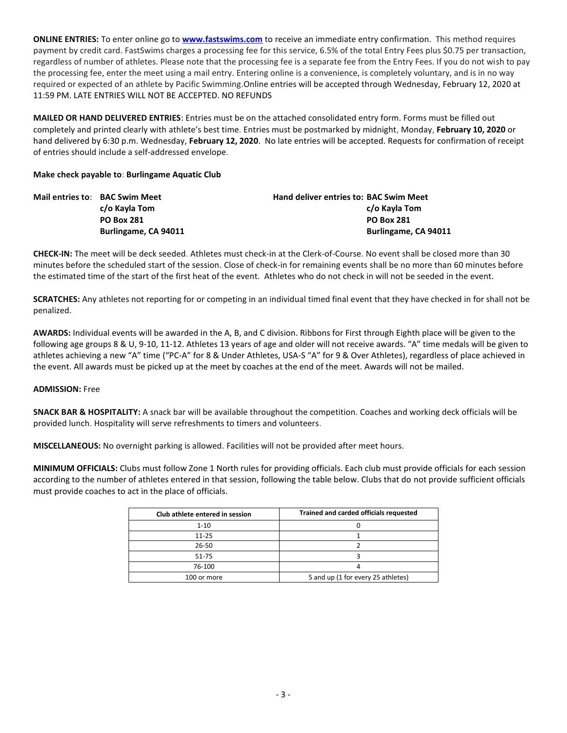**ONLINE ENTRIES:** To enter online go to **[www.fastswims.com](http://www.fastswims.com)** to receive an immediate entry confirmation. This method requires payment by credit card. FastSwims charges a processing fee for this service, 6.5% of the total Entry Fees plus $0.75 per transaction, regardless of number of athletes. Please note that the processing fee is a separate fee from the Entry Fees. If you do not wish to pay the processing fee, enter the meet using a mail entry. Entering online is a convenience, is completely voluntary, and is in no way required or expected of an athlete by Pacific Swimming.Online entries will be accepted through Wednesday, February 12, 2020 at 11:59 PM. LATE ENTRIES WILL NOT BE ACCEPTED. NO REFUNDS

**MAILED OR HAND DELIVERED ENTRIES**: Entries must be on the attached consolidated entry form. Forms must be filled out completely and printed clearly with athlete's best time. Entries must be postmarked by midnight, Monday, **February 10, 2020** or hand delivered by 6:30 p.m. Wednesday, **February 12, 2020**. No late entries will be accepted. Requests for confirmation of receipt of entries should include a self-addressed envelope.

**Make check payable to**: **Burlingame Aquatic Club**

**Mail entries to**: **BAC Swim Meet**
**c/o Kayla Tom**
**PO Box 281**
**Burlingame, CA 94011**

**Hand deliver entries to: BAC Swim Meet**
**c/o Kayla Tom**
**PO Box 281**
**Burlingame, CA 94011**

**CHECK-IN:** The meet will be deck seeded. Athletes must check-in at the Clerk-of-Course. No event shall be closed more than 30 minutes before the scheduled start of the session. Close of check-in for remaining events shall be no more than 60 minutes before the estimated time of the start of the first heat of the event. Athletes who do not check in will not be seeded in the event.

**SCRATCHES:** Any athletes not reporting for or competing in an individual timed final event that they have checked in for shall not be penalized.

**AWARDS:** Individual events will be awarded in the A, B, and C division. Ribbons for First through Eighth place will be given to the following age groups 8 & U, 9-10, 11-12. Athletes 13 years of age and older will not receive awards. "A" time medals will be given to athletes achieving a new "A" time ("PC-A" for 8 & Under Athletes, USA-S "A" for 9 & Over Athletes), regardless of place achieved in the event. All awards must be picked up at the meet by coaches at the end of the meet. Awards will not be mailed.

**ADMISSION:** Free

**SNACK BAR & HOSPITALITY:** A snack bar will be available throughout the competition. Coaches and working deck officials will be provided lunch. Hospitality will serve refreshments to timers and volunteers.

**MISCELLANEOUS:** No overnight parking is allowed. Facilities will not be provided after meet hours.

**MINIMUM OFFICIALS:** Clubs must follow Zone 1 North rules for providing officials. Each club must provide officials for each session according to the number of athletes entered in that session, following the table below. Clubs that do not provide sufficient officials must provide coaches to act in the place of officials.

| Club athlete entered in session | Trained and carded officials requested |
|---|---|
| 1-10 | 0 |
| 11-25 | 1 |
| 26-50 | 2 |
| 51-75 | 3 |
| 76-100 | 4 |
| 100 or more | 5 and up (1 for every 25 athletes) |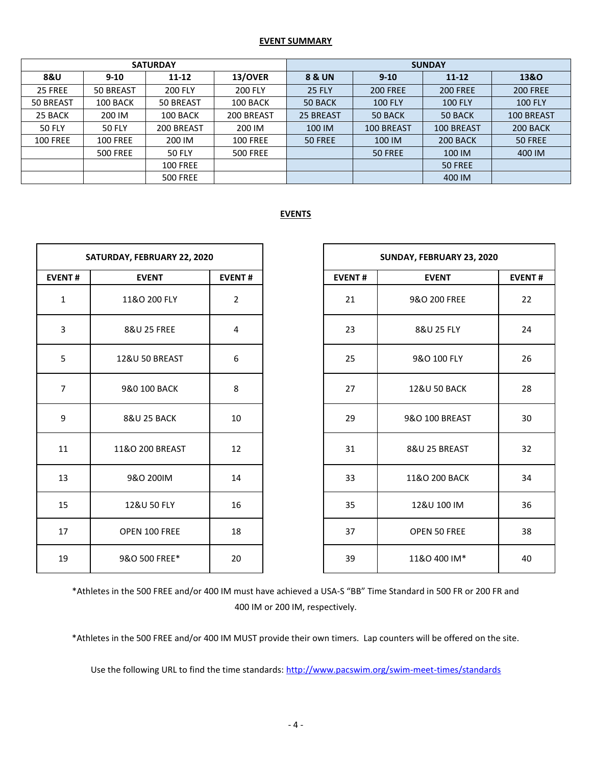**EVENT SUMMARY**

| SATURDAY | | | | SUNDAY | | | |
|---|---|---|---|---|---|---|---|
| **8&U** | **9-10** | **11-12** | **13/OVER** | **8 & UN** | **9-10** | **11-12** | **13&O** |
| 25 FREE | 50 BREAST | 200 FLY | 200 FLY | 25 FLY | 200 FREE | 200 FREE | 200 FREE |
| 50 BREAST | 100 BACK | 50 BREAST | 100 BACK | 50 BACK | 100 FLY | 100 FLY | 100 FLY |
| 25 BACK | 200 IM | 100 BACK | 200 BREAST | 25 BREAST | 50 BACK | 50 BACK | 100 BREAST |
| 50 FLY | 50 FLY | 200 BREAST | 200 IM | 100 IM | 100 BREAST | 100 BREAST | 200 BACK |
| 100 FREE | 100 FREE | 200 IM | 100 FREE | 50 FREE | 100 IM | 200 BACK | 50 FREE |
| | 500 FREE | 50 FLY | 500 FREE | | 50 FREE | 100 IM | 400 IM |
| | | 100 FREE | | | | 50 FREE | |
| | | 500 FREE | | | | 400 IM | |

**EVENTS**

| SATURDAY, FEBRUARY 22, 2020 | | |
|---|---|---|
| **EVENT #** | **EVENT** | **EVENT #** |
| 1 | 11&O 200 FLY | 2 |
| 3 | 8&U 25 FREE | 4 |
| 5 | 12&U 50 BREAST | 6 |
| 7 | 9&0 100 BACK | 8 |
| 9 | 8&U 25 BACK | 10 |
| 11 | 11&O 200 BREAST | 12 |
| 13 | 9&O 200IM | 14 |
| 15 | 12&U 50 FLY | 16 |
| 17 | OPEN 100 FREE | 18 |
| 19 | 9&O 500 FREE* | 20 |

| SUNDAY, FEBRUARY 23, 2020 | | |
|---|---|---|
| **EVENT #** | **EVENT** | **EVENT #** |
| 21 | 9&O 200 FREE | 22 |
| 23 | 8&U 25 FLY | 24 |
| 25 | 9&O 100 FLY | 26 |
| 27 | 12&U 50 BACK | 28 |
| 29 | 9&O 100 BREAST | 30 |
| 31 | 8&U 25 BREAST | 32 |
| 33 | 11&O 200 BACK | 34 |
| 35 | 12&U 100 IM | 36 |
| 37 | OPEN 50 FREE | 38 |
| 39 | 11&O 400 IM* | 40 |

*Athletes in the 500 FREE and/or 400 IM must have achieved a USA-S "BB" Time Standard in 500 FR or 200 FR and 400 IM or 200 IM, respectively.

*Athletes in the 500 FREE and/or 400 IM MUST provide their own timers. Lap counters will be offered on the site.

Use the following URL to find the time standards: http://www.pacswim.org/swim-meet-times/standards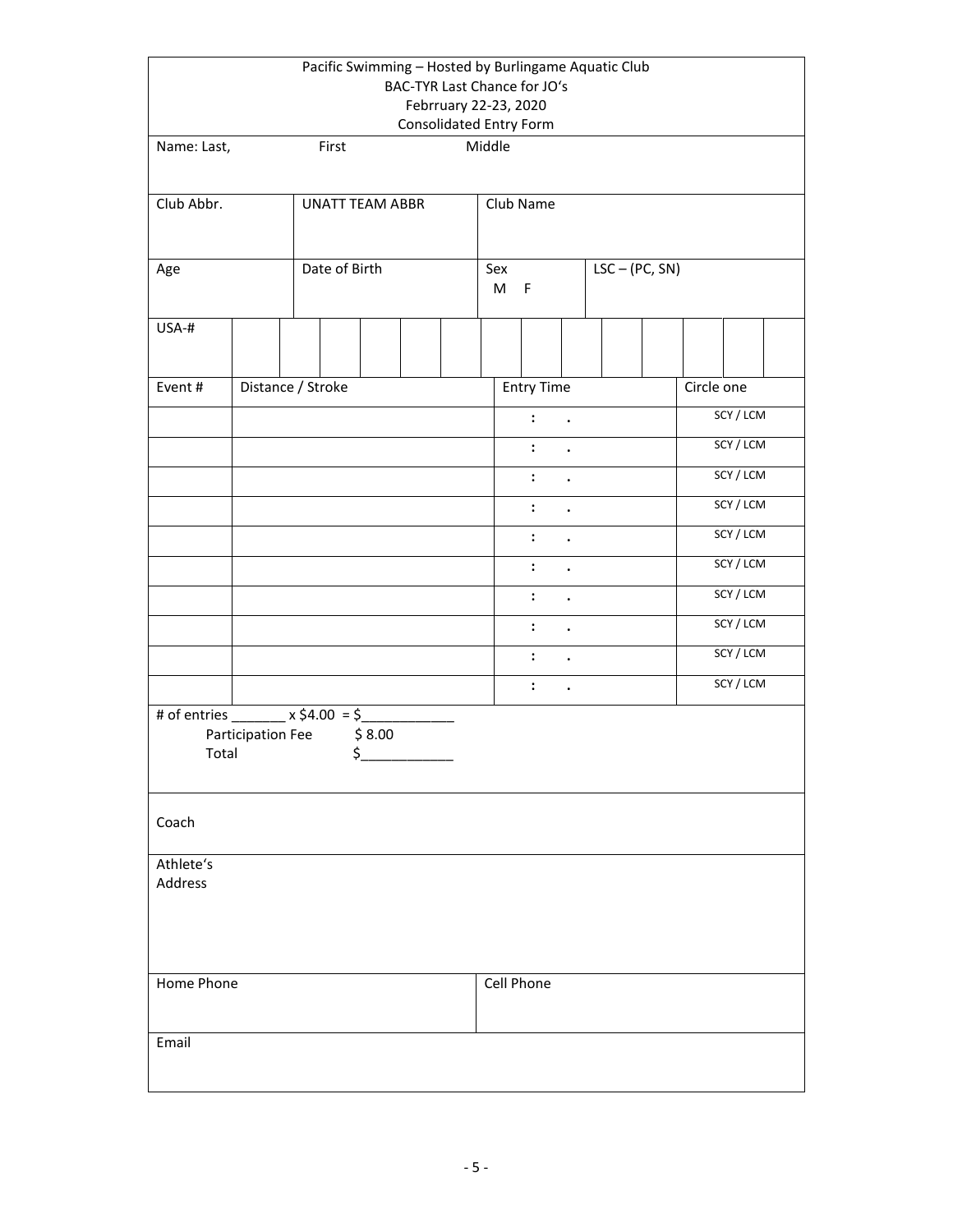Pacific Swimming – Hosted by Burlingame Aquatic Club
BAC-TYR Last Chance for JO's
Febrruary 22-23, 2020
Consolidated Entry Form

| | | | |
|---|---|---|---|
| Name: Last, | First | Middle | |
| Club Abbr. | UNATT TEAM ABBR | Club Name | |
| Age | Date of Birth | Sex M F | LSC – (PC, SN) |
| USA-# | | | |

| Event # | Distance / Stroke | Entry Time | Circle one |
|---|---|---|---|
| | | : . | SCY / LCM |
| | | : . | SCY / LCM |
| | | : . | SCY / LCM |
| | | : . | SCY / LCM |
| | | : . | SCY / LCM |
| | | : . | SCY / LCM |
| | | : . | SCY / LCM |
| | | : . | SCY / LCM |
| | | : . | SCY / LCM |
| | | : . | SCY / LCM |

# of entries _______ x $4.00 = $____________
Participation Fee $ 8.00
Total $____________

| | |
|---|---|
| Coach | |
| Athlete's Address | |
| Home Phone | Cell Phone |
| Email | |